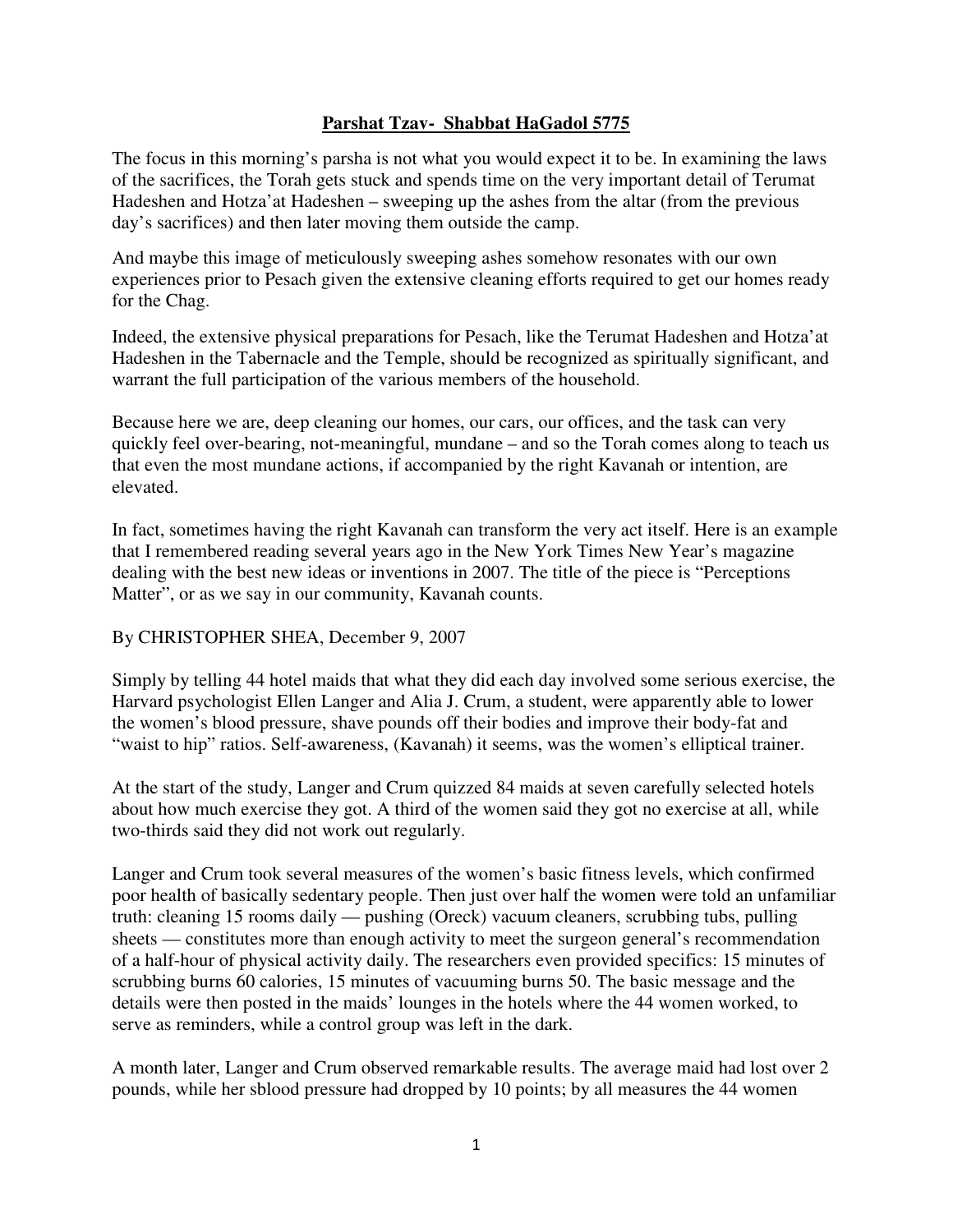# Parshat Tzav- Shabbat HaGadol 5775

The focus in this morning's parsha is not what you would expect it to be. In examining the laws of the sacrifices, the Torah gets stuck and spends time on the very important detail of Terumat Hadeshen and Hotza'at Hadeshen – sweeping up the ashes from the altar (from the previous day's sacrifices) and then later moving them outside the camp.

And maybe this image of meticulously sweeping ashes somehow resonates with our own experiences prior to Pesach given the extensive cleaning efforts required to get our homes ready for the Chag.

Indeed, the extensive physical preparations for Pesach, like the Terumat Hadeshen and Hotza'at Hadeshen in the Tabernacle and the Temple, should be recognized as spiritually significant, and warrant the full participation of the various members of the household.

Because here we are, deep cleaning our homes, our cars, our offices, and the task can very quickly feel over-bearing, not-meaningful, mundane – and so the Torah comes along to teach us that even the most mundane actions, if accompanied by the right Kavanah or intention, are elevated.

In fact, sometimes having the right Kavanah can transform the very act itself. Here is an example that I remembered reading several years ago in the New York Times New Year's magazine dealing with the best new ideas or inventions in 2007. The title of the piece is "Perceptions Matter", or as we say in our community, Kavanah counts.

By CHRISTOPHER SHEA, December 9, 2007

Simply by telling 44 hotel maids that what they did each day involved some serious exercise, the Harvard psychologist Ellen Langer and Alia J. Crum, a student, were apparently able to lower the women's blood pressure, shave pounds off their bodies and improve their body-fat and "waist to hip" ratios. Self-awareness, (Kavanah) it seems, was the women's elliptical trainer.

At the start of the study, Langer and Crum quizzed 84 maids at seven carefully selected hotels about how much exercise they got. A third of the women said they got no exercise at all, while two-thirds said they did not work out regularly.

Langer and Crum took several measures of the women's basic fitness levels, which confirmed poor health of basically sedentary people. Then just over half the women were told an unfamiliar truth: cleaning 15 rooms daily — pushing (Oreck) vacuum cleaners, scrubbing tubs, pulling sheets — constitutes more than enough activity to meet the surgeon general's recommendation of a half-hour of physical activity daily. The researchers even provided specifics: 15 minutes of scrubbing burns 60 calories, 15 minutes of vacuuming burns 50. The basic message and the details were then posted in the maids' lounges in the hotels where the 44 women worked, to serve as reminders, while a control group was left in the dark.

A month later, Langer and Crum observed remarkable results. The average maid had lost over 2 pounds, while her sblood pressure had dropped by 10 points; by all measures the 44 women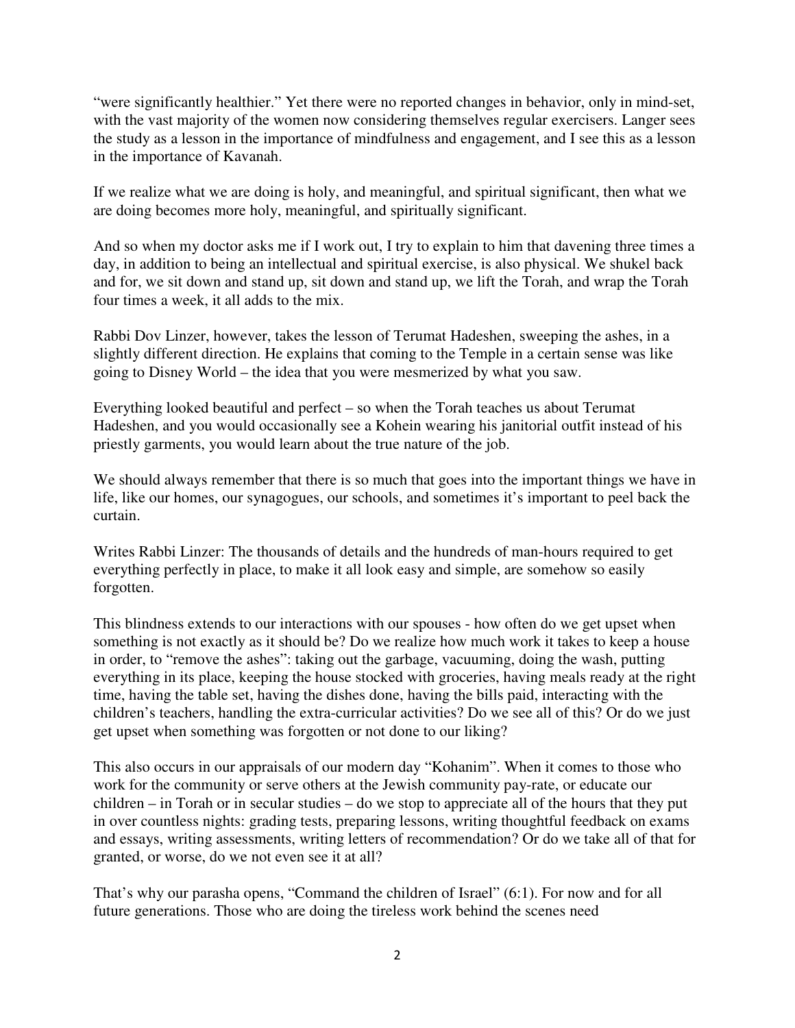"were significantly healthier." Yet there were no reported changes in behavior, only in mind-set, with the vast majority of the women now considering themselves regular exercisers. Langer sees the study as a lesson in the importance of mindfulness and engagement, and I see this as a lesson in the importance of Kavanah.

If we realize what we are doing is holy, and meaningful, and spiritual significant, then what we are doing becomes more holy, meaningful, and spiritually significant.

And so when my doctor asks me if I work out, I try to explain to him that davening three times a day, in addition to being an intellectual and spiritual exercise, is also physical. We shukel back and for, we sit down and stand up, sit down and stand up, we lift the Torah, and wrap the Torah four times a week, it all adds to the mix.

Rabbi Dov Linzer, however, takes the lesson of Terumat Hadeshen, sweeping the ashes, in a slightly different direction. He explains that coming to the Temple in a certain sense was like going to Disney World – the idea that you were mesmerized by what you saw.

Everything looked beautiful and perfect – so when the Torah teaches us about Terumat Hadeshen, and you would occasionally see a Kohein wearing his janitorial outfit instead of his priestly garments, you would learn about the true nature of the job.

We should always remember that there is so much that goes into the important things we have in life, like our homes, our synagogues, our schools, and sometimes it's important to peel back the curtain.

Writes Rabbi Linzer: The thousands of details and the hundreds of man-hours required to get everything perfectly in place, to make it all look easy and simple, are somehow so easily forgotten.

This blindness extends to our interactions with our spouses - how often do we get upset when something is not exactly as it should be? Do we realize how much work it takes to keep a house in order, to "remove the ashes": taking out the garbage, vacuuming, doing the wash, putting everything in its place, keeping the house stocked with groceries, having meals ready at the right time, having the table set, having the dishes done, having the bills paid, interacting with the children's teachers, handling the extra-curricular activities? Do we see all of this? Or do we just get upset when something was forgotten or not done to our liking?

This also occurs in our appraisals of our modern day "Kohanim". When it comes to those who work for the community or serve others at the Jewish community pay-rate, or educate our children – in Torah or in secular studies – do we stop to appreciate all of the hours that they put in over countless nights: grading tests, preparing lessons, writing thoughtful feedback on exams and essays, writing assessments, writing letters of recommendation? Or do we take all of that for granted, or worse, do we not even see it at all?

That's why our parasha opens, "Command the children of Israel" (6:1). For now and for all future generations. Those who are doing the tireless work behind the scenes need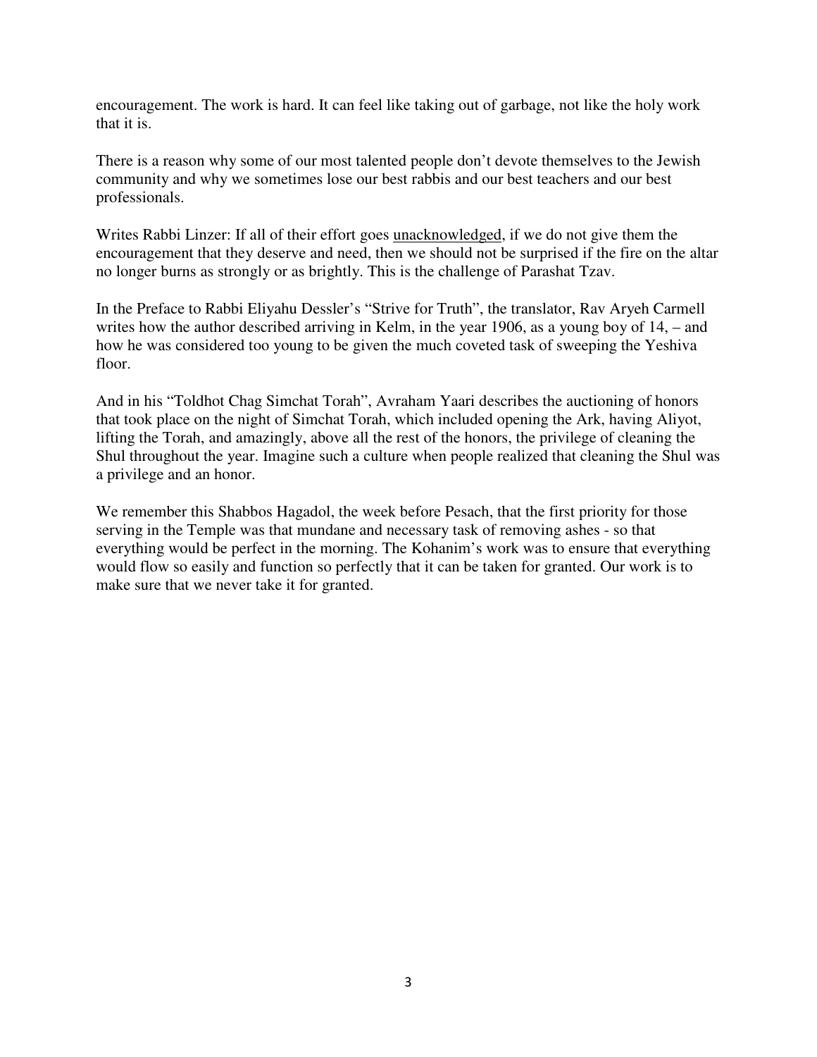encouragement. The work is hard. It can feel like taking out of garbage, not like the holy work that it is.

There is a reason why some of our most talented people don't devote themselves to the Jewish community and why we sometimes lose our best rabbis and our best teachers and our best professionals.

Writes Rabbi Linzer: If all of their effort goes <u>unacknowledged</u>, if we do not give them the encouragement that they deserve and need, then we should not be surprised if the fire on the altar no longer burns as strongly or as brightly. This is the challenge of Parashat Tzav.

In the Preface to Rabbi Eliyahu Dessler's "Strive for Truth", the translator, Rav Aryeh Carmell writes how the author described arriving in Kelm, in the year 1906, as a young boy of 14, – and how he was considered too young to be given the much coveted task of sweeping the Yeshiva floor.

And in his "Toldhot Chag Simchat Torah", Avraham Yaari describes the auctioning of honors that took place on the night of Simchat Torah, which included opening the Ark, having Aliyot, lifting the Torah, and amazingly, above all the rest of the honors, the privilege of cleaning the Shul throughout the year. Imagine such a culture when people realized that cleaning the Shul was a privilege and an honor.

We remember this Shabbos Hagadol, the week before Pesach, that the first priority for those serving in the Temple was that mundane and necessary task of removing ashes - so that everything would be perfect in the morning. The Kohanim's work was to ensure that everything would flow so easily and function so perfectly that it can be taken for granted. Our work is to make sure that we never take it for granted.